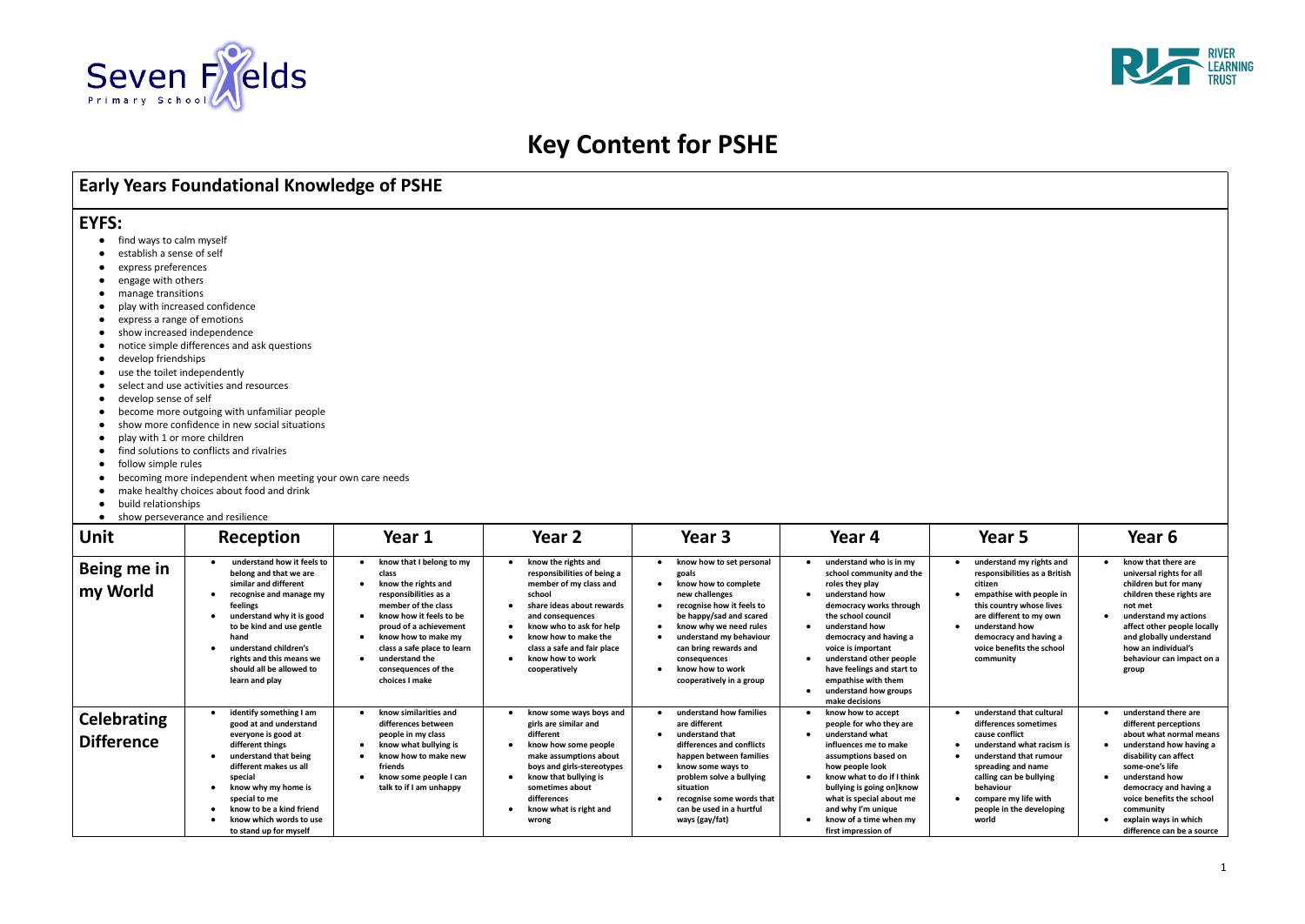# Key Content for PSHE

## Early Years Foundational Knowledge of PSHE

### EYFS:

- find ways to calm myself
- establish a sense of self
- express preferences
- engage with others
- manage transitions
- play with increased confidence
- express a range of emotions
- show increased independence
- notice simple differences and ask questions
- develop friendships
- use the toilet independently
- select and use activities and resources
- develop sense of self
- become more outgoing with unfamiliar people
- show more confidence in new social situations
- play with 1 or more children
- find solutions to conflicts and rivalries
- follow simple rules
- becoming more independent when meeting your own care needs
- make healthy choices about food and drink
- build relationships
- show perseverance and resilience

| Unit | Reception | Year 1 | Year 2 | Year 3 | Year 4 | Year 5 | Year 6 |
|---|---|---|---|---|---|---|---|
| **Being me in my World** | • understand how it feels to belong and that we are similar and different<br>• recognise and manage my feelings<br>• understand why it is good to be kind and use gentle hand<br>• understand children's rights and this means we should all be allowed to learn and play | • know that I belong to my class<br>• know the rights and responsibilities as a member of the class<br>• know how it feels to be proud of a achievement<br>• know how to make my class a safe place to learn<br>• understand the consequences of the choices I make | • know the rights and responsibilities of being a member of my class and school<br>• share ideas about rewards and consequences<br>• know who to ask for help<br>• know how to make the class a safe and fair place<br>• know how to work cooperatively | • know how to set personal goals<br>• know how to complete new challenges<br>• recognise how it feels to be happy/sad and scared<br>• know why we need rules<br>• understand my behaviour can bring rewards and consequences<br>• know how to work cooperatively in a group | • understand who is in my school community and the roles they play<br>• understand how democracy works through the school council<br>• understand how democracy and having a voice is important<br>• understand other people have feelings and start to empathise with them<br>• understand how groups make decisions | • understand my rights and responsibilities as a British citizen<br>• empathise with people in this country whose lives are different to my own<br>• understand how democracy and having a voice benefits the school community | • know that there are universal rights for all children but for many children these rights are not met<br>• understand my actions affect other people locally and globally understand how an individual's behaviour can impact on a group |
| **Celebrating Difference** | • identify something I am good at and understand everyone is good at different things<br>• understand that being different makes us all special<br>• know why my home is special to me<br>• know to be a kind friend<br>• know which words to use to stand up for myself | • know similarities and differences between people in my class<br>• know what bullying is<br>• know how to make new friends<br>• know some people I can talk to if I am unhappy | • know some ways boys and girls are similar and different<br>• know how some people make assumptions about boys and girls-stereotypes<br>• know that bullying is sometimes about differences<br>• know what is right and wrong | • understand how families are different<br>• understand that differences and conflicts happen between families<br>• know some ways to problem solve a bullying situation<br>• recognise some words that can be used in a hurtful ways (gay/fat) | • know how to accept people for who they are<br>• understand what influences me to make assumptions based on how people look<br>• know what to do if I think bullying is going on]know and why I'm unique<br>• know of a time when my first impression of | • understand that cultural differences sometimes cause conflict<br>• understand what racism is<br>• understand that rumour spreading and name calling can be bullying behaviour<br>• compare my life with people in the developing world | • understand there are different perceptions about what normal means<br>• understand how having a disability can affect some-one's life<br>• understand how democracy and having a voice benefits the school community<br>• explain ways in which difference can be a source |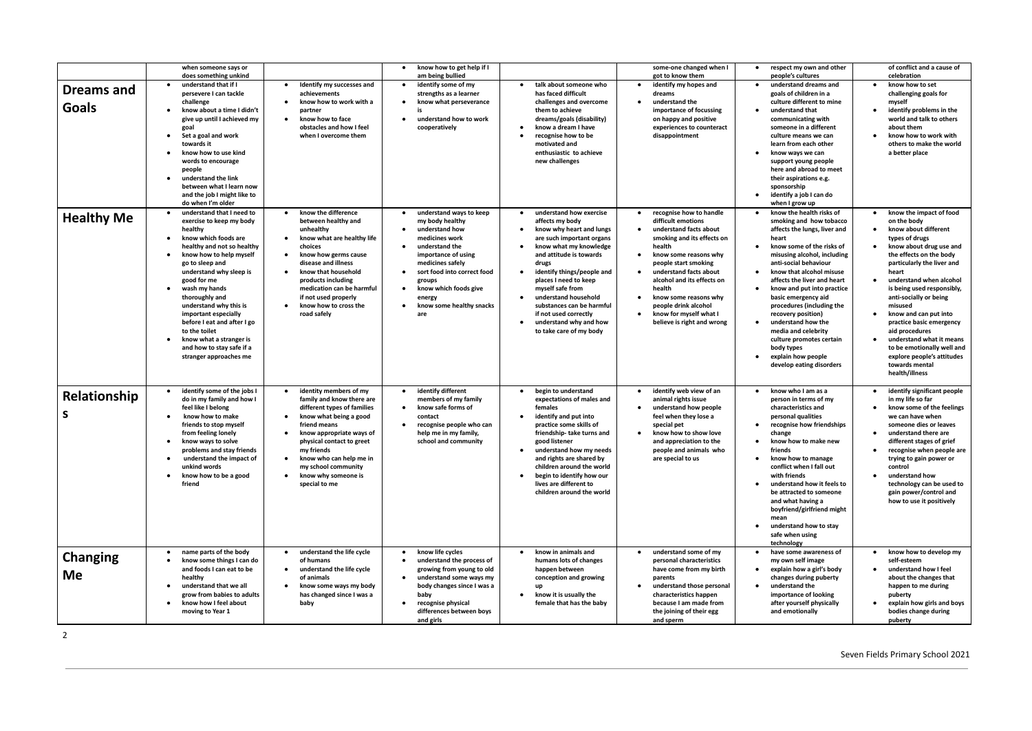| | | | | | | | |
|---|---|---|---|---|---|---|---|
| | when someone says or does something unkind | | • know how to get help if I am being bullied | | some-one changed when I got to know them | • respect my own and other people's cultures | of conflict and a cause of celebration |
| **Dreams and Goals** | • understand that if I persevere I can tackle challenge<br>• know about a time I didn't give up until I achieved my goal<br>• Set a goal and work towards it<br>• know how to use kind words to encourage people<br>• understand the link between what I learn now and the job I might like to do when I'm older | • Identify my successes and achievements<br>• know how to work with a partner<br>• know how to face obstacles and how I feel when I overcome them | • identify some of my strengths as a learner<br>• know what perseverance is<br>• understand how to work cooperatively | • talk about someone who has faced difficult challenges and overcome them to achieve dreams/goals (disability)<br>• know a dream I have<br>• recognise how to be motivated and enthusiastic to achieve new challenges | • identify my hopes and dreams<br>• understand the importance of focussing on happy and positive experiences to counteract disappointment | • understand dreams and goals of children in a culture different to mine<br>• understand that communicating with someone in a different culture means we can learn from each other<br>• know ways we can support young people here and abroad to meet their aspirations e.g. sponsorship<br>• identify a job I can do when I grow up | • know how to set challenging goals for myself<br>• identify problems in the world and talk to others about them<br>• know how to work with others to make the world a better place |
| **Healthy Me** | • understand that I need to exercise to keep my body healthy<br>• know which foods are healthy and not so healthy<br>• know how to help myself go to sleep and understand why sleep is good for me<br>• wash my hands thoroughly and understand why this is important especially before I eat and after I go to the toilet<br>• know what a stranger is and how to stay safe if a stranger approaches me | • know the difference between healthy and unhealthy<br>• know what are healthy life choices<br>• know how germs cause disease and illness<br>• know that household products including medication can be harmful if not used properly<br>• know how to cross the road safely | • understand ways to keep my body healthy<br>• understand how medicines work<br>• understand the importance of using medicines safely<br>• sort food into correct food groups<br>• know which foods give energy<br>• know some healthy snacks are | • understand how exercise affects my body<br>• know why heart and lungs are such important organs<br>• know what my knowledge and attitude is towards drugs<br>• identify things/people and places I need to keep myself safe from<br>• understand household substances can be harmful if not used correctly<br>• understand why and how to take care of my body | • recognise how to handle difficult emotions<br>• understand facts about smoking and its effects on health<br>• know some reasons why people start smoking<br>• understand facts about alcohol and its effects on health<br>• know some reasons why people drink alcohol<br>• know for myself what I believe is right and wrong | • know the health risks of smoking and how tobacco affects the lungs, liver and heart<br>• know some of the risks of misusing alcohol, including anti-social behaviour<br>• know that alcohol misuse affects the liver and heart<br>• know and put into practice basic emergency aid procedures (including the recovery position)<br>• understand how the media and celebrity culture promotes certain body types<br>• explain how people develop eating disorders | • know the impact of food on the body<br>• know about different types of drugs<br>• know about drug use and the effects on the body particularly the liver and heart<br>• understand when alcohol is being used responsibly, anti-socially or being misused<br>• know and can put into practice basic emergency aid procedures<br>• understand what it means to be emotionally well and explore people's attitudes towards mental health/illness |
| **Relationships** | • identify some of the jobs I do in my family and how I feel like I belong<br>• know how to make friends to stop myself from feeling lonely<br>• know ways to solve problems and stay friends<br>• understand the impact of unkind words<br>• know how to be a good friend | • identity members of my family and know there are different types of families<br>• know what being a good friend means<br>• know appropriate ways of physical contact to greet my friends<br>• know who can help me in my school community<br>• know why someone is special to me | • identify different members of my family<br>• know safe forms of contact<br>• recognise people who can help me in my family, school and community | • begin to understand expectations of males and females<br>• identify and put into practice some skills of friendship- take turns and good listener<br>• understand how my needs and rights are shared by children around the world<br>• begin to identify how our lives are different to children around the world | • identify web view of an animal rights issue<br>• understand how people feel when they lose a special pet<br>• know how to show love and appreciation to the people and animals who are special to us | • know who I am as a person in terms of my characteristics and personal qualities<br>• recognise how friendships change<br>• know how to make new friends<br>• know how to manage conflict when I fall out with friends<br>• understand how it feels to be attracted to someone and what having a boyfriend/girlfriend might mean<br>• understand how to stay safe when using technology | • identify significant people in my life so far<br>• know some of the feelings we can have when someone dies or leaves<br>• understand there are different stages of grief<br>• recognise when people are trying to gain power or control<br>• understand how technology can be used to gain power/control and how to use it positively |
| **Changing Me** | • name parts of the body<br>• know some things I can do and foods I can eat to be healthy<br>• understand that we all grow from babies to adults<br>• know how I feel about moving to Year 1 | • understand the life cycle of humans<br>• understand the life cycle of animals<br>• know some ways my body has changed since I was a baby | • know life cycles<br>• understand the process of growing from young to old<br>• understand some ways my body changes since I was a baby<br>• recognise physical differences between boys and girls | • know in animals and humans lots of changes happen between conception and growing up<br>• know it is usually the female that has the baby | • understand some of my personal characteristics have come from my birth parents<br>• understand those personal characteristics happen because I am made from the joining of their egg and sperm | • have some awareness of my own self image<br>• explain how a girl's body changes during puberty<br>• understand the importance of looking after yourself physically and emotionally | • know how to develop my self-esteem<br>• understand how I feel about the changes that happen to me during puberty<br>• explain how girls and boys bodies change during puberty |

Seven Fields Primary School 2021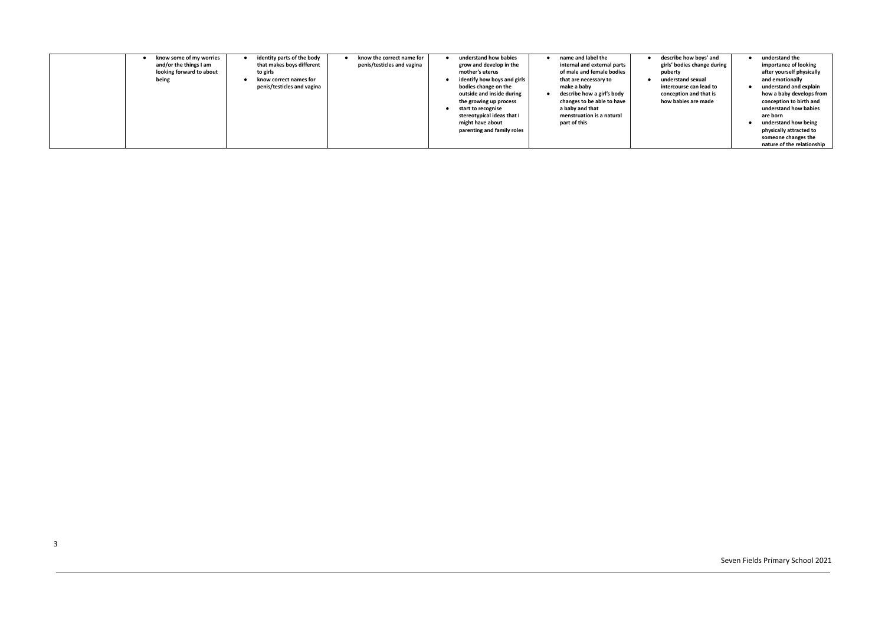| | | | | | | | |
|---|---|---|---|---|---|---|---|
| | • know some of my worries and/or the things I am looking forward to about being | • identity parts of the body that makes boys different to girls<br>• know correct names for penis/testicles and vagina | • know the correct name for penis/testicles and vagina | • understand how babies grow and develop in the mother's uterus<br>• identify how boys and girls bodies change on the outside and inside during the growing up process<br>• start to recognise stereotypical ideas that I might have about parenting and family roles | • name and label the internal and external parts of male and female bodies that are necessary to make a baby<br>• describe how a girl's body changes to be able to have a baby and that menstruation is a natural part of this | • describe how boys' and girls' bodies change during puberty<br>• understand sexual intercourse can lead to conception and that is how babies are made | • understand the importance of looking after yourself physically and emotionally<br>• understand and explain how a baby develops from conception to birth and understand how babies are born<br>• understand how being physically attracted to someone changes the nature of the relationship |

Seven Fields Primary School 2021